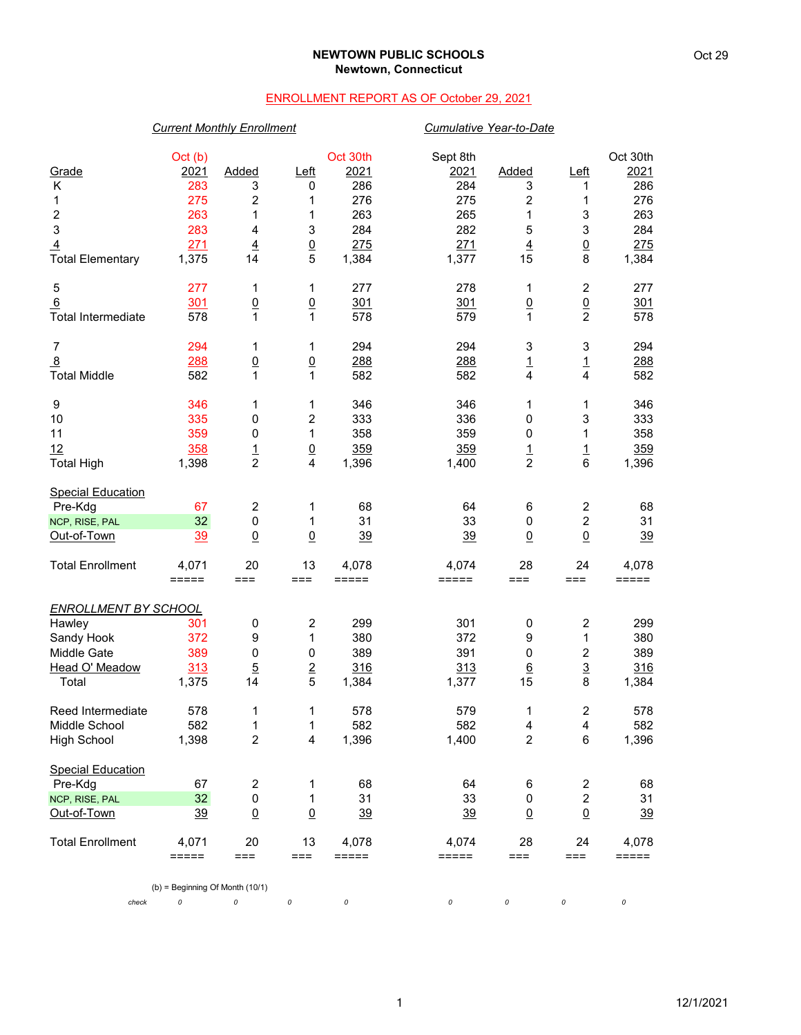# NEWTOWN PUBLIC SCHOOLS
## Newtown, Connecticut

Oct 29

ENROLLMENT REPORT AS OF October 29, 2021

| | *Current Monthly Enrollment* | | | | *Cumulative Year-to-Date* | | | |
|---|---|---|---|---|---|---|---|---|
| Grade | Oct (b) 2021 | Added | Left | Oct 30th 2021 | Sept 8th 2021 | Added | Left | Oct 30th 2021 |
| K | 283 | 3 | 0 | 286 | 284 | 3 | 1 | 286 |
| 1 | 275 | 2 | 1 | 276 | 275 | 2 | 1 | 276 |
| 2 | 263 | 1 | 1 | 263 | 265 | 1 | 3 | 263 |
| 3 | 283 | 4 | 3 | 284 | 282 | 5 | 3 | 284 |
| 4 | 271 | 4 | 0 | 275 | 271 | 4 | 0 | 275 |
| Total Elementary | 1,375 | 14 | 5 | 1,384 | 1,377 | 15 | 8 | 1,384 |
| | | | | | | | | |
| 5 | 277 | 1 | 1 | 277 | 278 | 1 | 2 | 277 |
| 6 | 301 | 0 | 0 | 301 | 301 | 0 | 0 | 301 |
| Total Intermediate | 578 | 1 | 1 | 578 | 579 | 1 | 2 | 578 |
| | | | | | | | | |
| 7 | 294 | 1 | 1 | 294 | 294 | 3 | 3 | 294 |
| 8 | 288 | 0 | 0 | 288 | 288 | 1 | 1 | 288 |
| Total Middle | 582 | 1 | 1 | 582 | 582 | 4 | 4 | 582 |
| | | | | | | | | |
| 9 | 346 | 1 | 1 | 346 | 346 | 1 | 1 | 346 |
| 10 | 335 | 0 | 2 | 333 | 336 | 0 | 3 | 333 |
| 11 | 359 | 0 | 1 | 358 | 359 | 0 | 1 | 358 |
| 12 | 358 | 1 | 0 | 359 | 359 | 1 | 1 | 359 |
| Total High | 1,398 | 2 | 4 | 1,396 | 1,400 | 2 | 6 | 1,396 |
| | | | | | | | | |
| Special Education | | | | | | | | |
| Pre-Kdg | 67 | 2 | 1 | 68 | 64 | 6 | 2 | 68 |
| NCP, RISE, PAL | 32 | 0 | 1 | 31 | 33 | 0 | 2 | 31 |
| Out-of-Town | 39 | 0 | 0 | 39 | 39 | 0 | 0 | 39 |
| | | | | | | | | |
| Total Enrollment | 4,071 | 20 | 13 | 4,078 | 4,074 | 28 | 24 | 4,078 |
| | | | | | | | | |
| *ENROLLMENT BY SCHOOL* | | | | | | | | |
| Hawley | 301 | 0 | 2 | 299 | 301 | 0 | 2 | 299 |
| Sandy Hook | 372 | 9 | 1 | 380 | 372 | 9 | 1 | 380 |
| Middle Gate | 389 | 0 | 0 | 389 | 391 | 0 | 2 | 389 |
| Head O' Meadow | 313 | 5 | 2 | 316 | 313 | 6 | 3 | 316 |
| Total | 1,375 | 14 | 5 | 1,384 | 1,377 | 15 | 8 | 1,384 |
| | | | | | | | | |
| Reed Intermediate | 578 | 1 | 1 | 578 | 579 | 1 | 2 | 578 |
| Middle School | 582 | 1 | 1 | 582 | 582 | 4 | 4 | 582 |
| High School | 1,398 | 2 | 4 | 1,396 | 1,400 | 2 | 6 | 1,396 |
| | | | | | | | | |
| Special Education | | | | | | | | |
| Pre-Kdg | 67 | 2 | 1 | 68 | 64 | 6 | 2 | 68 |
| NCP, RISE, PAL | 32 | 0 | 1 | 31 | 33 | 0 | 2 | 31 |
| Out-of-Town | 39 | 0 | 0 | 39 | 39 | 0 | 0 | 39 |
| | | | | | | | | |
| Total Enrollment | 4,071 | 20 | 13 | 4,078 | 4,074 | 28 | 24 | 4,078 |

(b) = Beginning Of Month (10/1)

| check | 0 | 0 | 0 | 0 | 0 | 0 | 0 | 0 |
|---|---|---|---|---|---|---|---|---|

12/1/2021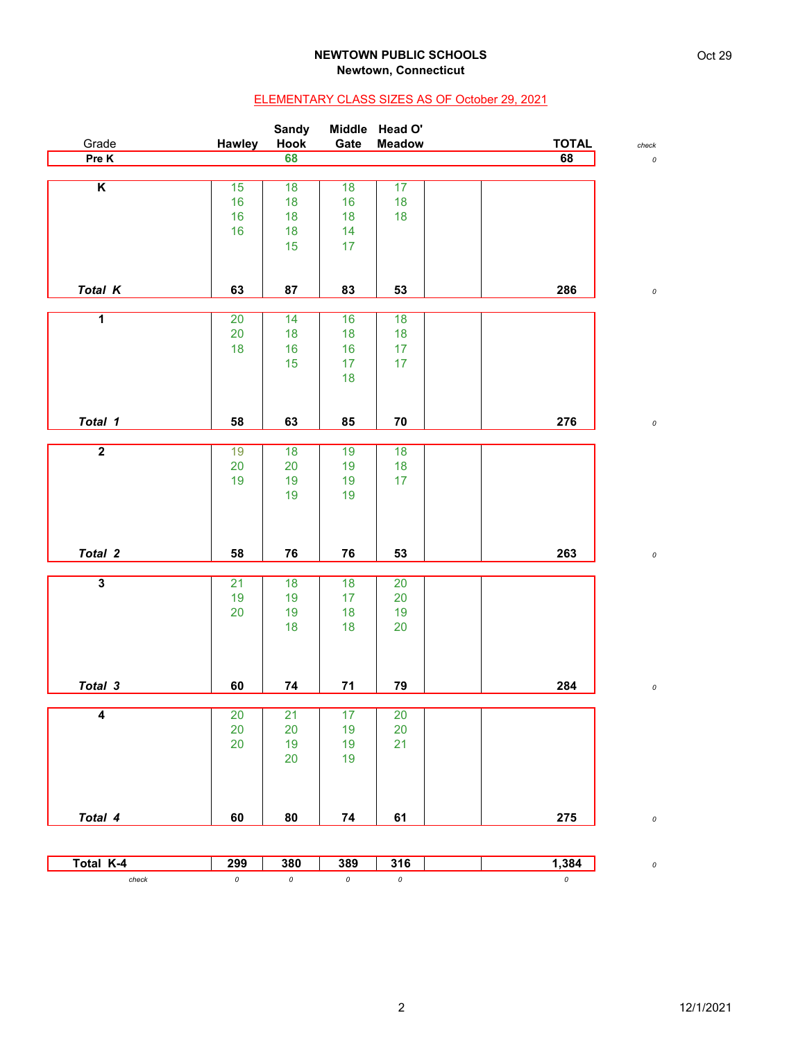**NEWTOWN PUBLIC SCHOOLS**
**Newtown, Connecticut**

ELEMENTARY CLASS SIZES AS OF October 29, 2021

| Grade | Hawley | Sandy Hook | Middle Gate | Head O' Meadow | | TOTAL | check |
|---|---|---|---|---|---|---|---|
| **Pre K** | | 68 | | | | **68** | 0 |
| **K** | 15 | 18 | 18 | 17 | | | |
| | 16 | 18 | 16 | 18 | | | |
| | 16 | 18 | 18 | 18 | | | |
| | 16 | 18 | 14 | | | | |
| | | 15 | 17 | | | | |
| ***Total K*** | **63** | **87** | **83** | **53** | | **286** | 0 |
| **1** | 20 | 14 | 16 | 18 | | | |
| | 20 | 18 | 18 | 18 | | | |
| | 18 | 16 | 16 | 17 | | | |
| | | 15 | 17 | 17 | | | |
| | | | 18 | | | | |
| ***Total 1*** | **58** | **63** | **85** | **70** | | **276** | 0 |
| **2** | 19 | 18 | 19 | 18 | | | |
| | 20 | 20 | 19 | 18 | | | |
| | 19 | 19 | 19 | 17 | | | |
| | | 19 | 19 | | | | |
| ***Total 2*** | **58** | **76** | **76** | **53** | | **263** | 0 |
| **3** | 21 | 18 | 18 | 20 | | | |
| | 19 | 19 | 17 | 20 | | | |
| | 20 | 19 | 18 | 19 | | | |
| | | 18 | 18 | 20 | | | |
| ***Total 3*** | **60** | **74** | **71** | **79** | | **284** | 0 |
| **4** | 20 | 21 | 17 | 20 | | | |
| | 20 | 20 | 19 | 20 | | | |
| | 20 | 19 | 19 | 21 | | | |
| | | 20 | 19 | | | | |
| ***Total 4*** | **60** | **80** | **74** | **61** | | **275** | 0 |
| **Total K-4** | **299** | **380** | **389** | **316** | | **1,384** | 0 |
| *check* | *0* | *0* | *0* | *0* | | *0* | |